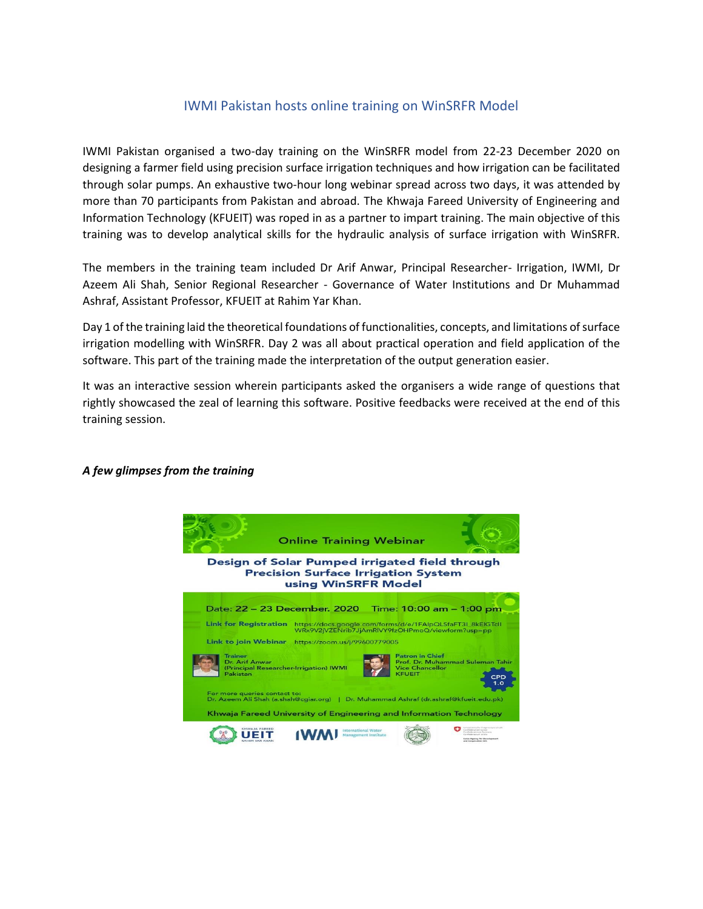# IWMI Pakistan hosts online training on WinSRFR Model

IWMI Pakistan organised a two-day training on the WinSRFR model from 22-23 December 2020 on designing a farmer field using precision surface irrigation techniques and how irrigation can be facilitated through solar pumps. An exhaustive two-hour long webinar spread across two days, it was attended by more than 70 participants from Pakistan and abroad. The Khwaja Fareed University of Engineering and Information Technology (KFUEIT) was roped in as a partner to impart training. The main objective of this training was to develop analytical skills for the hydraulic analysis of surface irrigation with WinSRFR.

The members in the training team included Dr Arif Anwar, Principal Researcher- Irrigation, IWMI, Dr Azeem Ali Shah, Senior Regional Researcher - Governance of Water Institutions and Dr Muhammad Ashraf, Assistant Professor, KFUEIT at Rahim Yar Khan.

Day 1 of the training laid the theoretical foundations of functionalities, concepts, and limitations of surface irrigation modelling with WinSRFR. Day 2 was all about practical operation and field application of the software. This part of the training made the interpretation of the output generation easier.

It was an interactive session wherein participants asked the organisers a wide range of questions that rightly showcased the zeal of learning this software. Positive feedbacks were received at the end of this training session.

***A few glimpses from the training***

Online Training Webinar

**Design of Solar Pumped irrigated field through Precision Surface Irrigation System using WinSRFR Model**

Date: 22 – 23 December. 2020 Time: 10:00 am – 1:00 pm

Link for Registration https://docs.google.com/forms/d/e/1FAIpQLSfaFT3I_8kEIGTelI WRx9V2jVZENrib7JjAmRlVY9fzOHPmoQ/viewform?usp=pp

Link to join Webinar https://zoom.us/j/99600779005

Trainer
Dr. Arif Anwar
(Principal Researcher-Irrigation) IWMI
Pakistan

Patron in Chief
Prof. Dr. Muhammad Suleman Tahir
Vice Chancellor
KFUEIT

CPD 1.0

For more queries contact to:
Dr. Azeem Ali Shah (a.shah@cgiar.org) | Dr. Muhammad Ashraf (dr.ashraf@kfueit.edu.pk)

Khwaja Fareed University of Engineering and Information Technology

KHWAJA FAREED UEIT RAHIM YAR KHAN

IWMI International Water Management Institute